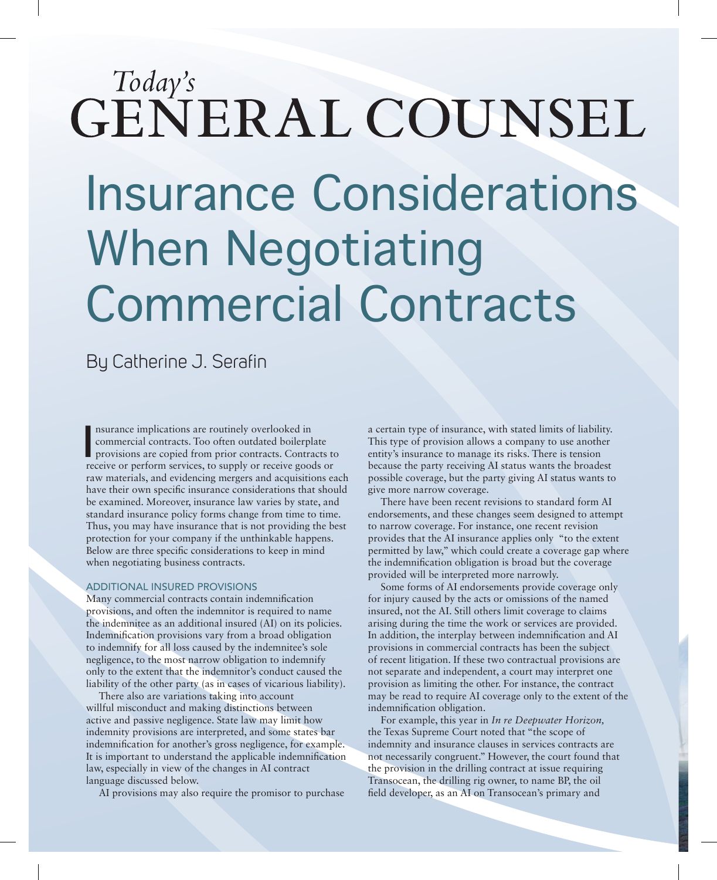*Today's* GENERAL COUNSEL

# Insurance Considerations When Negotiating Commercial Contracts

By Catherine J. Serafin

Insurance implications are routinely overlooked in commercial contracts. Too often outdated boilerplate provisions are copied from prior contracts. Contracts to receive or perform services, to supply or receive goods or raw materials, and evidencing mergers and acquisitions each have their own specific insurance considerations that should be examined. Moreover, insurance law varies by state, and standard insurance policy forms change from time to time. Thus, you may have insurance that is not providing the best protection for your company if the unthinkable happens. Below are three specific considerations to keep in mind when negotiating business contracts.

## ADDITIONAL INSURED PROVISIONS

Many commercial contracts contain indemnification provisions, and often the indemnitor is required to name the indemnitee as an additional insured (AI) on its policies. Indemnification provisions vary from a broad obligation to indemnify for all loss caused by the indemnitee's sole negligence, to the most narrow obligation to indemnify only to the extent that the indemnitor's conduct caused the liability of the other party (as in cases of vicarious liability).

There also are variations taking into account willful misconduct and making distinctions between active and passive negligence. State law may limit how indemnity provisions are interpreted, and some states bar indemnification for another's gross negligence, for example. It is important to understand the applicable indemnification law, especially in view of the changes in AI contract language discussed below.

AI provisions may also require the promisor to purchase a certain type of insurance, with stated limits of liability. This type of provision allows a company to use another entity's insurance to manage its risks. There is tension because the party receiving AI status wants the broadest possible coverage, but the party giving AI status wants to give more narrow coverage.

There have been recent revisions to standard form AI endorsements, and these changes seem designed to attempt to narrow coverage. For instance, one recent revision provides that the AI insurance applies only "to the extent permitted by law," which could create a coverage gap where the indemnification obligation is broad but the coverage provided will be interpreted more narrowly.

Some forms of AI endorsements provide coverage only for injury caused by the acts or omissions of the named insured, not the AI. Still others limit coverage to claims arising during the time the work or services are provided. In addition, the interplay between indemnification and AI provisions in commercial contracts has been the subject of recent litigation. If these two contractual provisions are not separate and independent, a court may interpret one provision as limiting the other. For instance, the contract may be read to require AI coverage only to the extent of the indemnification obligation.

For example, this year in *In re Deepwater Horizon,* the Texas Supreme Court noted that "the scope of indemnity and insurance clauses in services contracts are not necessarily congruent." However, the court found that the provision in the drilling contract at issue requiring Transocean, the drilling rig owner, to name BP, the oil field developer, as an AI on Transocean's primary and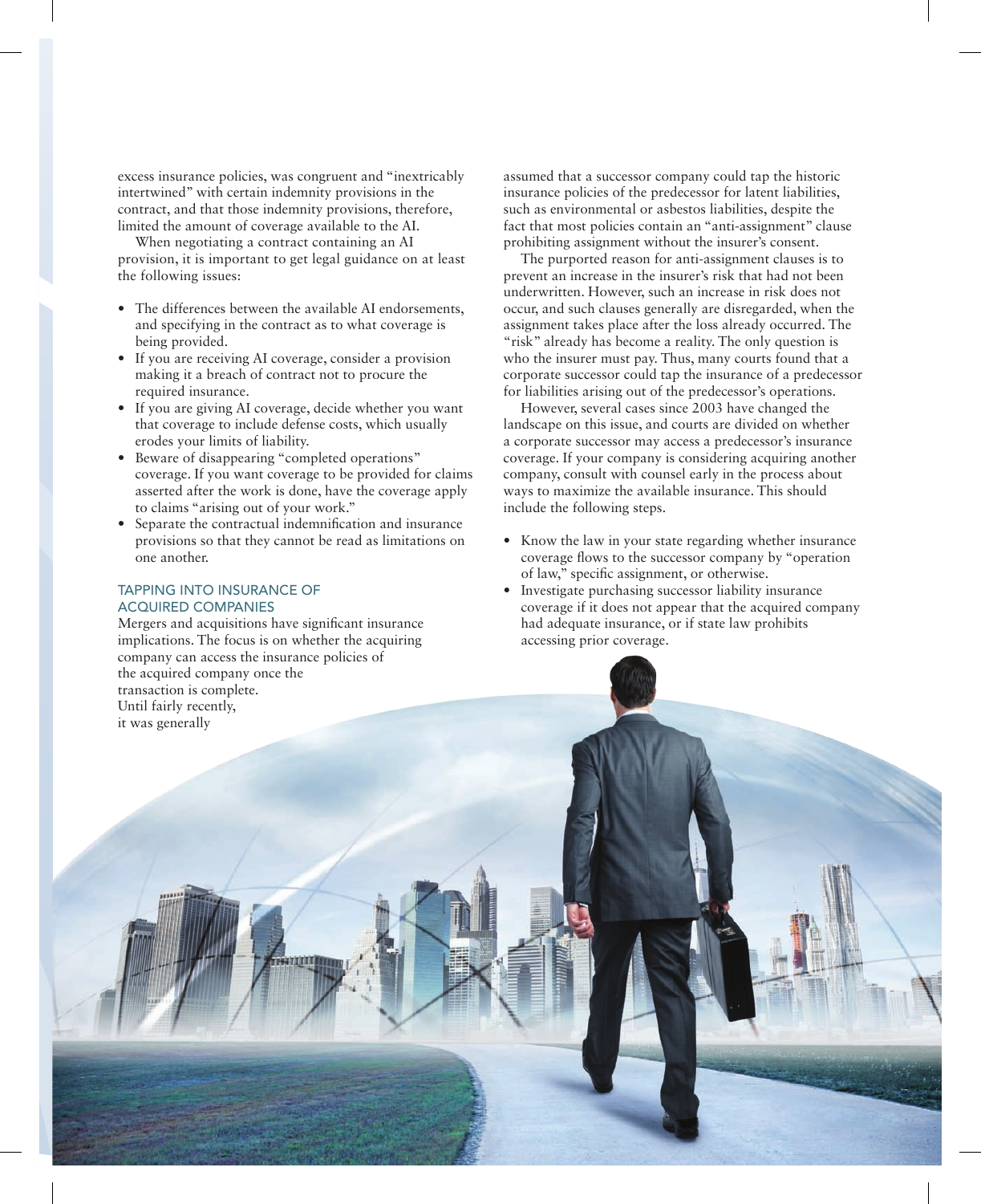excess insurance policies, was congruent and "inextricably intertwined" with certain indemnity provisions in the contract, and that those indemnity provisions, therefore, limited the amount of coverage available to the AI.

When negotiating a contract containing an AI provision, it is important to get legal guidance on at least the following issues:

- The differences between the available AI endorsements, and specifying in the contract as to what coverage is being provided.
- If you are receiving AI coverage, consider a provision making it a breach of contract not to procure the required insurance.
- If you are giving AI coverage, decide whether you want that coverage to include defense costs, which usually erodes your limits of liability.
- Beware of disappearing "completed operations" coverage. If you want coverage to be provided for claims asserted after the work is done, have the coverage apply to claims "arising out of your work."
- Separate the contractual indemnification and insurance provisions so that they cannot be read as limitations on one another.

## TAPPING INTO INSURANCE OF ACQUIRED COMPANIES

Mergers and acquisitions have significant insurance implications. The focus is on whether the acquiring company can access the insurance policies of the acquired company once the transaction is complete. Until fairly recently, it was generally assumed that a successor company could tap the historic insurance policies of the predecessor for latent liabilities, such as environmental or asbestos liabilities, despite the fact that most policies contain an "anti-assignment" clause prohibiting assignment without the insurer's consent.

The purported reason for anti-assignment clauses is to prevent an increase in the insurer's risk that had not been underwritten. However, such an increase in risk does not occur, and such clauses generally are disregarded, when the assignment takes place after the loss already occurred. The "risk" already has become a reality. The only question is who the insurer must pay. Thus, many courts found that a corporate successor could tap the insurance of a predecessor for liabilities arising out of the predecessor's operations.

However, several cases since 2003 have changed the landscape on this issue, and courts are divided on whether a corporate successor may access a predecessor's insurance coverage. If your company is considering acquiring another company, consult with counsel early in the process about ways to maximize the available insurance. This should include the following steps.

- Know the law in your state regarding whether insurance coverage flows to the successor company by "operation of law," specific assignment, or otherwise.
- Investigate purchasing successor liability insurance coverage if it does not appear that the acquired company had adequate insurance, or if state law prohibits accessing prior coverage.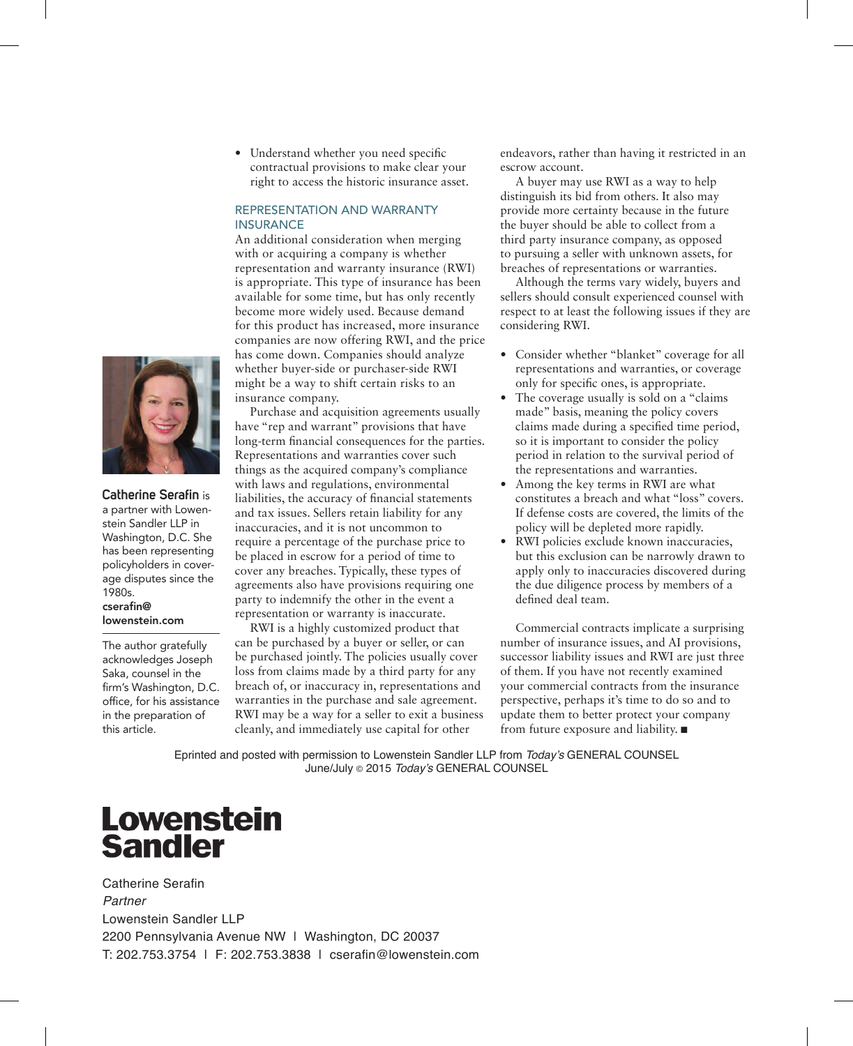- Understand whether you need specific contractual provisions to make clear your right to access the historic insurance asset.

## REPRESENTATION AND WARRANTY INSURANCE

An additional consideration when merging with or acquiring a company is whether representation and warranty insurance (RWI) is appropriate. This type of insurance has been available for some time, but has only recently become more widely used. Because demand for this product has increased, more insurance companies are now offering RWI, and the price has come down. Companies should analyze whether buyer-side or purchaser-side RWI might be a way to shift certain risks to an insurance company.

Purchase and acquisition agreements usually have "rep and warrant" provisions that have long-term financial consequences for the parties. Representations and warranties cover such things as the acquired company's compliance with laws and regulations, environmental liabilities, the accuracy of financial statements and tax issues. Sellers retain liability for any inaccuracies, and it is not uncommon to require a percentage of the purchase price to be placed in escrow for a period of time to cover any breaches. Typically, these types of agreements also have provisions requiring one party to indemnify the other in the event a representation or warranty is inaccurate.

RWI is a highly customized product that can be purchased by a buyer or seller, or can be purchased jointly. The policies usually cover loss from claims made by a third party for any breach of, or inaccuracy in, representations and warranties in the purchase and sale agreement. RWI may be a way for a seller to exit a business cleanly, and immediately use capital for other endeavors, rather than having it restricted in an escrow account.

A buyer may use RWI as a way to help distinguish its bid from others. It also may provide more certainty because in the future the buyer should be able to collect from a third party insurance company, as opposed to pursuing a seller with unknown assets, for breaches of representations or warranties.

Although the terms vary widely, buyers and sellers should consult experienced counsel with respect to at least the following issues if they are considering RWI.

- Consider whether "blanket" coverage for all representations and warranties, or coverage only for specific ones, is appropriate.
- The coverage usually is sold on a "claims made" basis, meaning the policy covers claims made during a specified time period, so it is important to consider the policy period in relation to the survival period of the representations and warranties.
- Among the key terms in RWI are what constitutes a breach and what "loss" covers. If defense costs are covered, the limits of the policy will be depleted more rapidly.
- RWI policies exclude known inaccuracies, but this exclusion can be narrowly drawn to apply only to inaccuracies discovered during the due diligence process by members of a defined deal team.

Commercial contracts implicate a surprising number of insurance issues, and AI provisions, successor liability issues and RWI are just three of them. If you have not recently examined your commercial contracts from the insurance perspective, perhaps it's time to do so and to update them to better protect your company from future exposure and liability. ■

**Catherine Serafin** is a partner with Lowenstein Sandler LLP in Washington, D.C. She has been representing policyholders in coverage disputes since the 1980s.
**cserafin@lowenstein.com**

The author gratefully acknowledges Joseph Saka, counsel in the firm's Washington, D.C. office, for his assistance in the preparation of this article.

Eprinted and posted with permission to Lowenstein Sandler LLP from *Today's* GENERAL COUNSEL June/July © 2015 *Today's* GENERAL COUNSEL

**Lowenstein Sandler**

Catherine Serafin
*Partner*
Lowenstein Sandler LLP
2200 Pennsylvania Avenue NW | Washington, DC 20037
T: 202.753.3754 | F: 202.753.3838 | cserafin@lowenstein.com